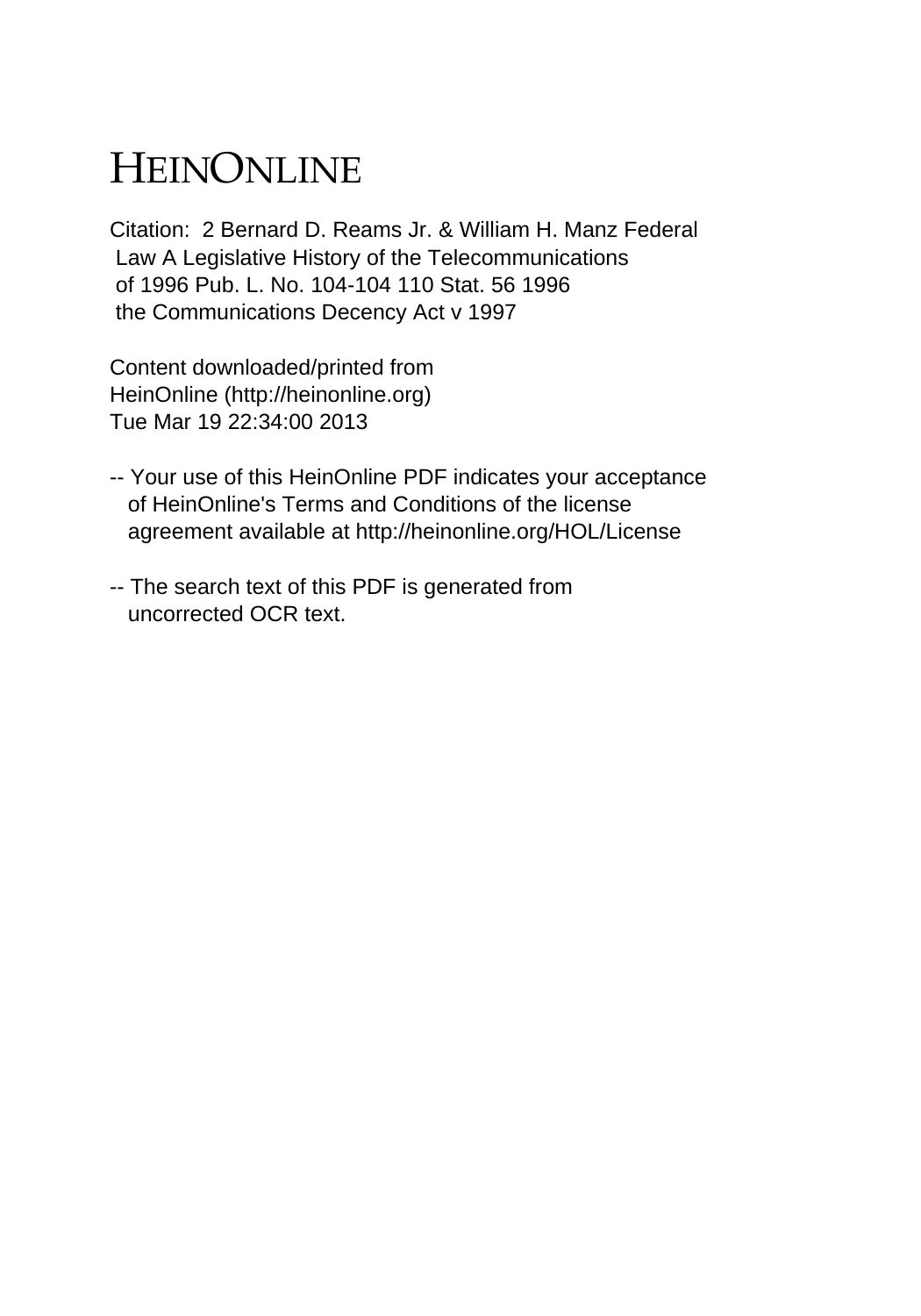# HEINONLINE

Citation: 2 Bernard D. Reams Jr. & William H. Manz Federal Law A Legislative History of the Telecommunications of 1996 Pub. L. No. 104-104 110 Stat. 56 1996 the Communications Decency Act v 1997

Content downloaded/printed from HeinOnline (http://heinonline.org)
Tue Mar 19 22:34:00 2013

-- Your use of this HeinOnline PDF indicates your acceptance of HeinOnline's Terms and Conditions of the license agreement available at http://heinonline.org/HOL/License

-- The search text of this PDF is generated from uncorrected OCR text.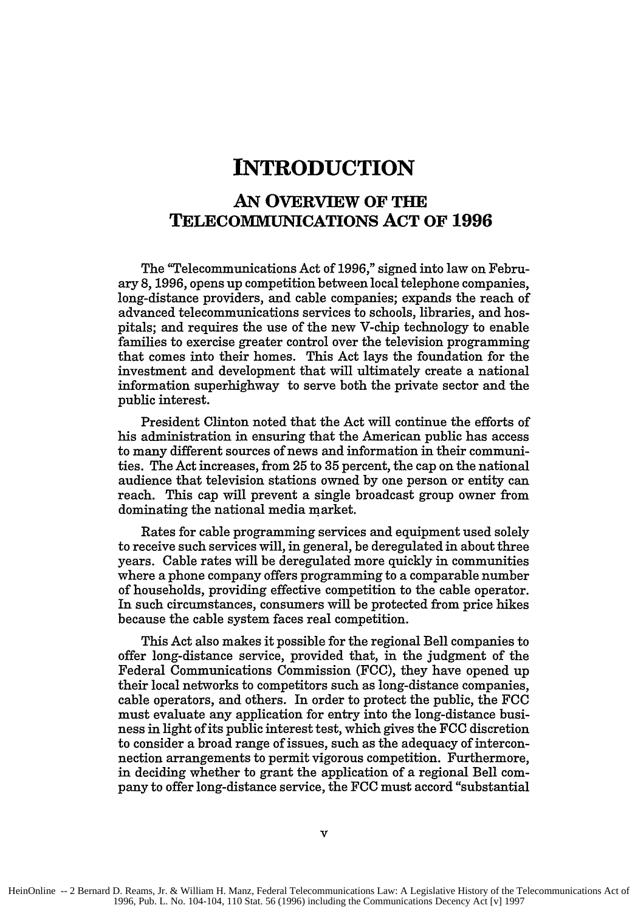# INTRODUCTION

## AN OVERVIEW OF THE TELECOMMUNICATIONS ACT OF 1996

The "Telecommunications Act of 1996," signed into law on February 8, 1996, opens up competition between local telephone companies, long-distance providers, and cable companies; expands the reach of advanced telecommunications services to schools, libraries, and hospitals; and requires the use of the new V-chip technology to enable families to exercise greater control over the television programming that comes into their homes. This Act lays the foundation for the investment and development that will ultimately create a national information superhighway to serve both the private sector and the public interest.

President Clinton noted that the Act will continue the efforts of his administration in ensuring that the American public has access to many different sources of news and information in their communities. The Act increases, from 25 to 35 percent, the cap on the national audience that television stations owned by one person or entity can reach. This cap will prevent a single broadcast group owner from dominating the national media market.

Rates for cable programming services and equipment used solely to receive such services will, in general, be deregulated in about three years. Cable rates will be deregulated more quickly in communities where a phone company offers programming to a comparable number of households, providing effective competition to the cable operator. In such circumstances, consumers will be protected from price hikes because the cable system faces real competition.

This Act also makes it possible for the regional Bell companies to offer long-distance service, provided that, in the judgment of the Federal Communications Commission (FCC), they have opened up their local networks to competitors such as long-distance companies, cable operators, and others. In order to protect the public, the FCC must evaluate any application for entry into the long-distance business in light of its public interest test, which gives the FCC discretion to consider a broad range of issues, such as the adequacy of interconnection arrangements to permit vigorous competition. Furthermore, in deciding whether to grant the application of a regional Bell company to offer long-distance service, the FCC must accord "substantial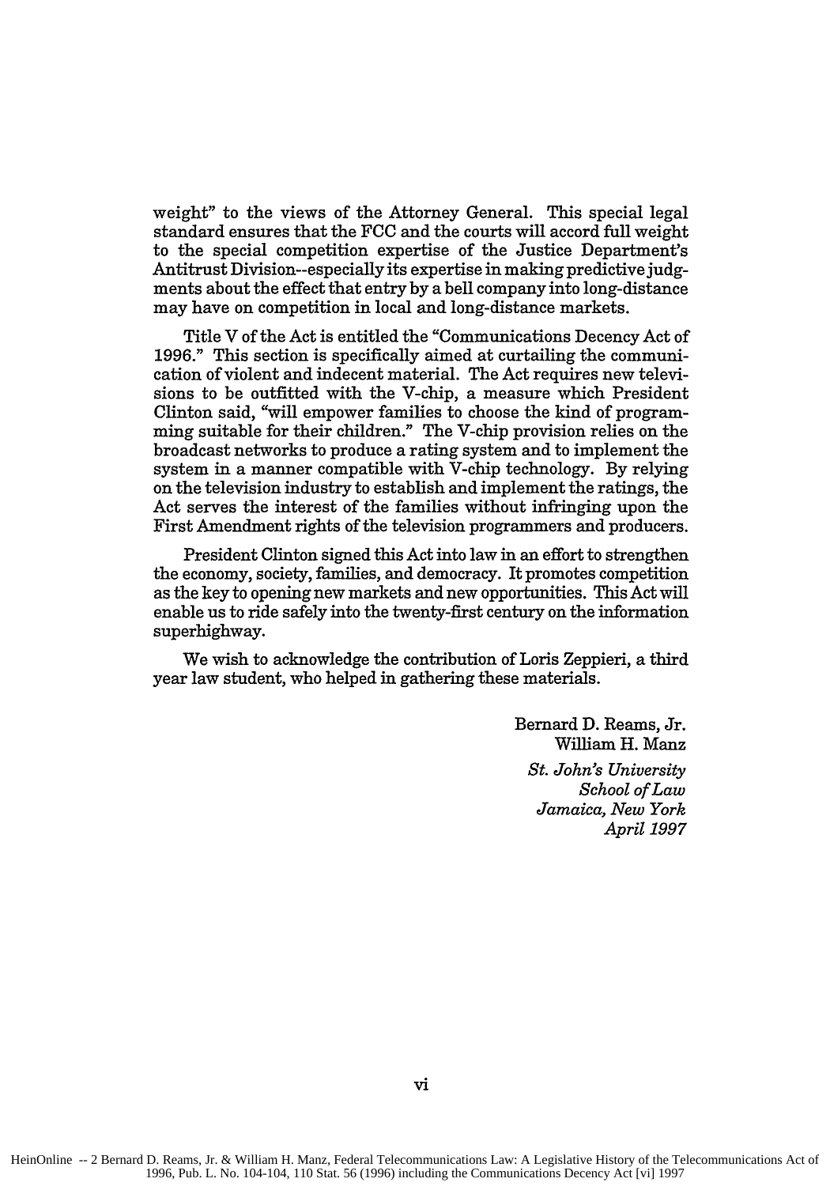weight" to the views of the Attorney General. This special legal standard ensures that the FCC and the courts will accord full weight to the special competition expertise of the Justice Department's Antitrust Division--especially its expertise in making predictive judgments about the effect that entry by a bell company into long-distance may have on competition in local and long-distance markets.

Title V of the Act is entitled the "Communications Decency Act of 1996." This section is specifically aimed at curtailing the communication of violent and indecent material. The Act requires new televisions to be outfitted with the V-chip, a measure which President Clinton said, "will empower families to choose the kind of programming suitable for their children." The V-chip provision relies on the broadcast networks to produce a rating system and to implement the system in a manner compatible with V-chip technology. By relying on the television industry to establish and implement the ratings, the Act serves the interest of the families without infringing upon the First Amendment rights of the television programmers and producers.

President Clinton signed this Act into law in an effort to strengthen the economy, society, families, and democracy. It promotes competition as the key to opening new markets and new opportunities. This Act will enable us to ride safely into the twenty-first century on the information superhighway.

We wish to acknowledge the contribution of Loris Zeppieri, a third year law student, who helped in gathering these materials.

Bernard D. Reams, Jr.
William H. Manz
*St. John's University*
*School of Law*
*Jamaica, New York*
*April 1997*